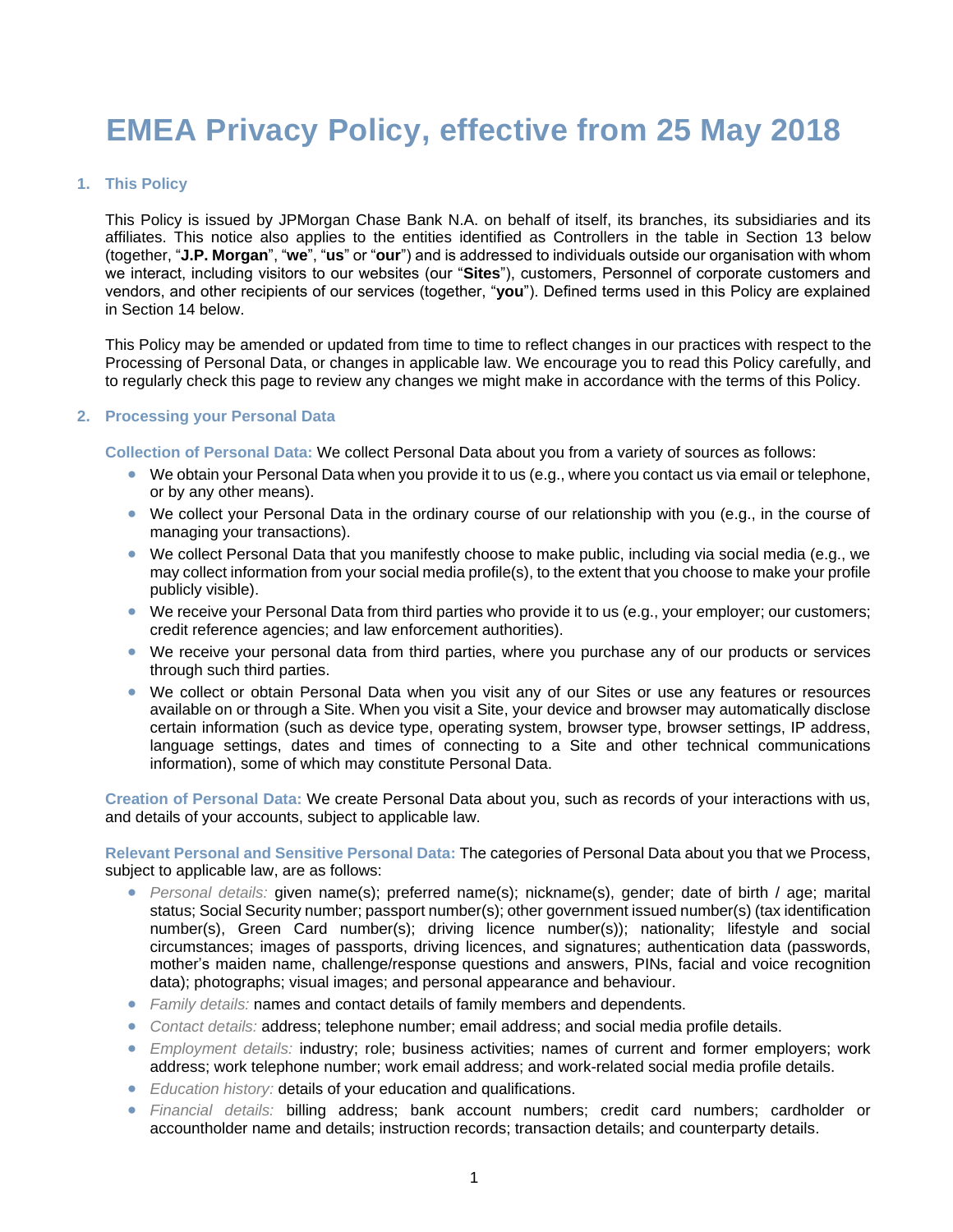# EMEA Privacy Policy, effective from 25 May 2018

## 1. This Policy

This Policy is issued by JPMorgan Chase Bank N.A. on behalf of itself, its branches, its subsidiaries and its affiliates. This notice also applies to the entities identified as Controllers in the table in Section 13 below (together, "**J.P. Morgan**", "**we**", "**us**" or "**our**") and is addressed to individuals outside our organisation with whom we interact, including visitors to our websites (our "**Sites**"), customers, Personnel of corporate customers and vendors, and other recipients of our services (together, "**you**"). Defined terms used in this Policy are explained in Section 14 below.

This Policy may be amended or updated from time to time to reflect changes in our practices with respect to the Processing of Personal Data, or changes in applicable law. We encourage you to read this Policy carefully, and to regularly check this page to review any changes we might make in accordance with the terms of this Policy.

## 2. Processing your Personal Data

**Collection of Personal Data:** We collect Personal Data about you from a variety of sources as follows:

- We obtain your Personal Data when you provide it to us (e.g., where you contact us via email or telephone, or by any other means).
- We collect your Personal Data in the ordinary course of our relationship with you (e.g., in the course of managing your transactions).
- We collect Personal Data that you manifestly choose to make public, including via social media (e.g., we may collect information from your social media profile(s), to the extent that you choose to make your profile publicly visible).
- We receive your Personal Data from third parties who provide it to us (e.g., your employer; our customers; credit reference agencies; and law enforcement authorities).
- We receive your personal data from third parties, where you purchase any of our products or services through such third parties.
- We collect or obtain Personal Data when you visit any of our Sites or use any features or resources available on or through a Site. When you visit a Site, your device and browser may automatically disclose certain information (such as device type, operating system, browser type, browser settings, IP address, language settings, dates and times of connecting to a Site and other technical communications information), some of which may constitute Personal Data.

**Creation of Personal Data:** We create Personal Data about you, such as records of your interactions with us, and details of your accounts, subject to applicable law.

**Relevant Personal and Sensitive Personal Data:** The categories of Personal Data about you that we Process, subject to applicable law, are as follows:

- *Personal details:* given name(s); preferred name(s); nickname(s), gender; date of birth / age; marital status; Social Security number; passport number(s); other government issued number(s) (tax identification number(s), Green Card number(s); driving licence number(s)); nationality; lifestyle and social circumstances; images of passports, driving licences, and signatures; authentication data (passwords, mother's maiden name, challenge/response questions and answers, PINs, facial and voice recognition data); photographs; visual images; and personal appearance and behaviour.
- *Family details:* names and contact details of family members and dependents.
- *Contact details:* address; telephone number; email address; and social media profile details.
- *Employment details:* industry; role; business activities; names of current and former employers; work address; work telephone number; work email address; and work-related social media profile details.
- *Education history:* details of your education and qualifications.
- *Financial details:* billing address; bank account numbers; credit card numbers; cardholder or accountholder name and details; instruction records; transaction details; and counterparty details.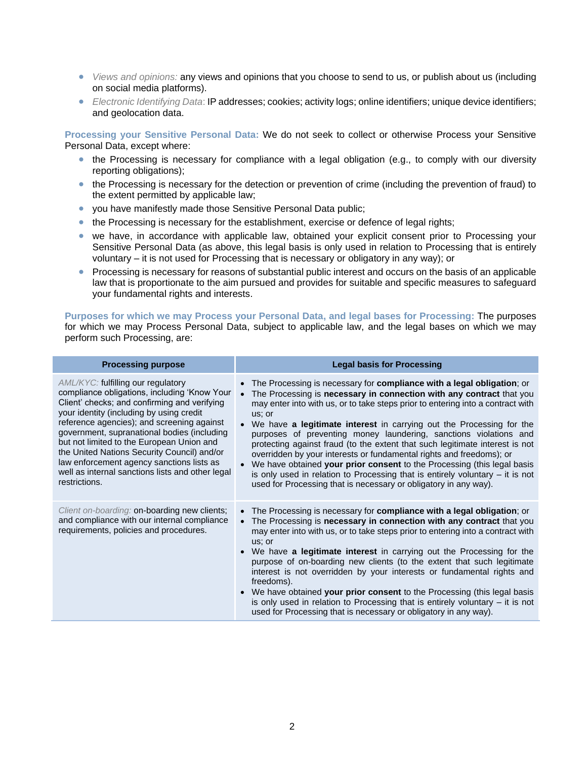- *Views and opinions:* any views and opinions that you choose to send to us, or publish about us (including on social media platforms).
- *Electronic Identifying Data*: IP addresses; cookies; activity logs; online identifiers; unique device identifiers; and geolocation data.

**Processing your Sensitive Personal Data:** We do not seek to collect or otherwise Process your Sensitive Personal Data, except where:

- the Processing is necessary for compliance with a legal obligation (e.g., to comply with our diversity reporting obligations);
- the Processing is necessary for the detection or prevention of crime (including the prevention of fraud) to the extent permitted by applicable law;
- you have manifestly made those Sensitive Personal Data public;
- the Processing is necessary for the establishment, exercise or defence of legal rights;
- we have, in accordance with applicable law, obtained your explicit consent prior to Processing your Sensitive Personal Data (as above, this legal basis is only used in relation to Processing that is entirely voluntary – it is not used for Processing that is necessary or obligatory in any way); or
- Processing is necessary for reasons of substantial public interest and occurs on the basis of an applicable law that is proportionate to the aim pursued and provides for suitable and specific measures to safeguard your fundamental rights and interests.

**Purposes for which we may Process your Personal Data, and legal bases for Processing:** The purposes for which we may Process Personal Data, subject to applicable law, and the legal bases on which we may perform such Processing, are:

| Processing purpose | Legal basis for Processing |
| --- | --- |
| *AML/KYC:* fulfilling our regulatory compliance obligations, including 'Know Your Client' checks; and confirming and verifying your identity (including by using credit reference agencies); and screening against government, supranational bodies (including but not limited to the European Union and the United Nations Security Council) and/or law enforcement agency sanctions lists as well as internal sanctions lists and other legal restrictions. | • The Processing is necessary for **compliance with a legal obligation**; or<br>• The Processing is **necessary in connection with any contract** that you may enter into with us, or to take steps prior to entering into a contract with us; or<br>• We have **a legitimate interest** in carrying out the Processing for the purposes of preventing money laundering, sanctions violations and protecting against fraud (to the extent that such legitimate interest is not overridden by your interests or fundamental rights and freedoms); or<br>• We have obtained **your prior consent** to the Processing (this legal basis is only used in relation to Processing that is entirely voluntary – it is not used for Processing that is necessary or obligatory in any way). |
| *Client on-boarding:* on-boarding new clients; and compliance with our internal compliance requirements, policies and procedures. | • The Processing is necessary for **compliance with a legal obligation**; or<br>• The Processing is **necessary in connection with any contract** that you may enter into with us, or to take steps prior to entering into a contract with us; or<br>• We have **a legitimate interest** in carrying out the Processing for the purpose of on-boarding new clients (to the extent that such legitimate interest is not overridden by your interests or fundamental rights and freedoms).<br>• We have obtained **your prior consent** to the Processing (this legal basis is only used in relation to Processing that is entirely voluntary – it is not used for Processing that is necessary or obligatory in any way). |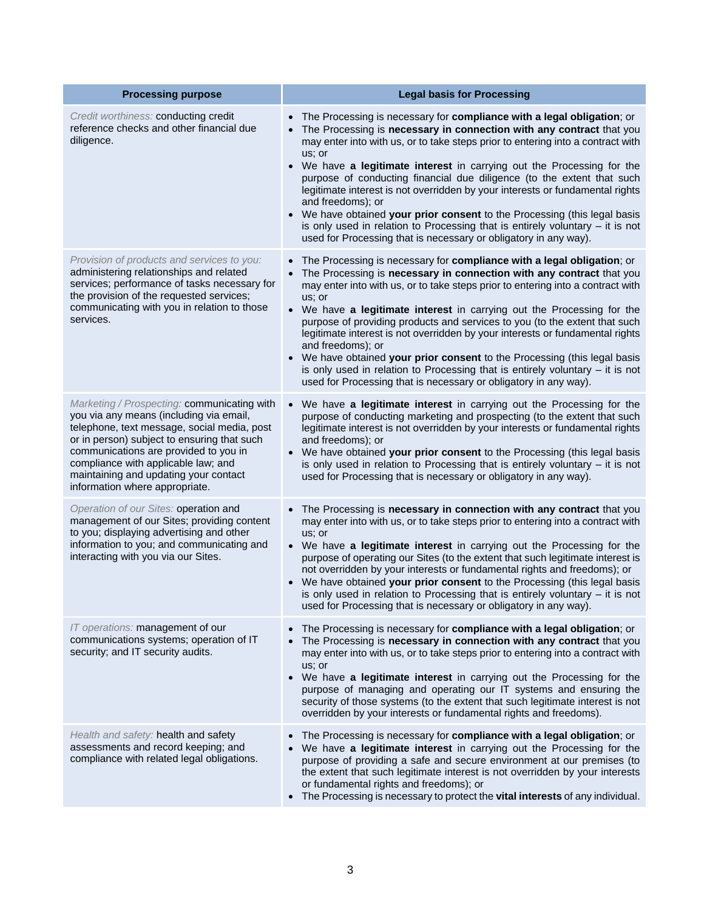| Processing purpose | Legal basis for Processing |
|---|---|
| *Credit worthiness:* conducting credit reference checks and other financial due diligence. | • The Processing is necessary for **compliance with a legal obligation**; or<br>• The Processing is **necessary in connection with any contract** that you may enter into with us, or to take steps prior to entering into a contract with us; or<br>• We have **a legitimate interest** in carrying out the Processing for the purpose of conducting financial due diligence (to the extent that such legitimate interest is not overridden by your interests or fundamental rights and freedoms); or<br>• We have obtained **your prior consent** to the Processing (this legal basis is only used in relation to Processing that is entirely voluntary – it is not used for Processing that is necessary or obligatory in any way). |
| *Provision of products and services to you:* administering relationships and related services; performance of tasks necessary for the provision of the requested services; communicating with you in relation to those services. | • The Processing is necessary for **compliance with a legal obligation**; or<br>• The Processing is **necessary in connection with any contract** that you may enter into with us, or to take steps prior to entering into a contract with us; or<br>• We have **a legitimate interest** in carrying out the Processing for the purpose of providing products and services to you (to the extent that such legitimate interest is not overridden by your interests or fundamental rights and freedoms); or<br>• We have obtained **your prior consent** to the Processing (this legal basis is only used in relation to Processing that is entirely voluntary – it is not used for Processing that is necessary or obligatory in any way). |
| *Marketing / Prospecting:* communicating with you via any means (including via email, telephone, text message, social media, post or in person) subject to ensuring that such communications are provided to you in compliance with applicable law; and maintaining and updating your contact information where appropriate. | • We have **a legitimate interest** in carrying out the Processing for the purpose of conducting marketing and prospecting (to the extent that such legitimate interest is not overridden by your interests or fundamental rights and freedoms); or<br>• We have obtained **your prior consent** to the Processing (this legal basis is only used in relation to Processing that is entirely voluntary – it is not used for Processing that is necessary or obligatory in any way). |
| *Operation of our Sites:* operation and management of our Sites; providing content to you; displaying advertising and other information to you; and communicating and interacting with you via our Sites. | • The Processing is **necessary in connection with any contract** that you may enter into with us, or to take steps prior to entering into a contract with us; or<br>• We have **a legitimate interest** in carrying out the Processing for the purpose of operating our Sites (to the extent that such legitimate interest is not overridden by your interests or fundamental rights and freedoms); or<br>• We have obtained **your prior consent** to the Processing (this legal basis is only used in relation to Processing that is entirely voluntary – it is not used for Processing that is necessary or obligatory in any way). |
| *IT operations:* management of our communications systems; operation of IT security; and IT security audits. | • The Processing is necessary for **compliance with a legal obligation**; or<br>• The Processing is **necessary in connection with any contract** that you may enter into with us, or to take steps prior to entering into a contract with us; or<br>• We have **a legitimate interest** in carrying out the Processing for the purpose of managing and operating our IT systems and ensuring the security of those systems (to the extent that such legitimate interest is not overridden by your interests or fundamental rights and freedoms). |
| *Health and safety:* health and safety assessments and record keeping; and compliance with related legal obligations. | • The Processing is necessary for **compliance with a legal obligation**; or<br>• We have **a legitimate interest** in carrying out the Processing for the purpose of providing a safe and secure environment at our premises (to the extent that such legitimate interest is not overridden by your interests or fundamental rights and freedoms); or<br>• The Processing is necessary to protect the **vital interests** of any individual. |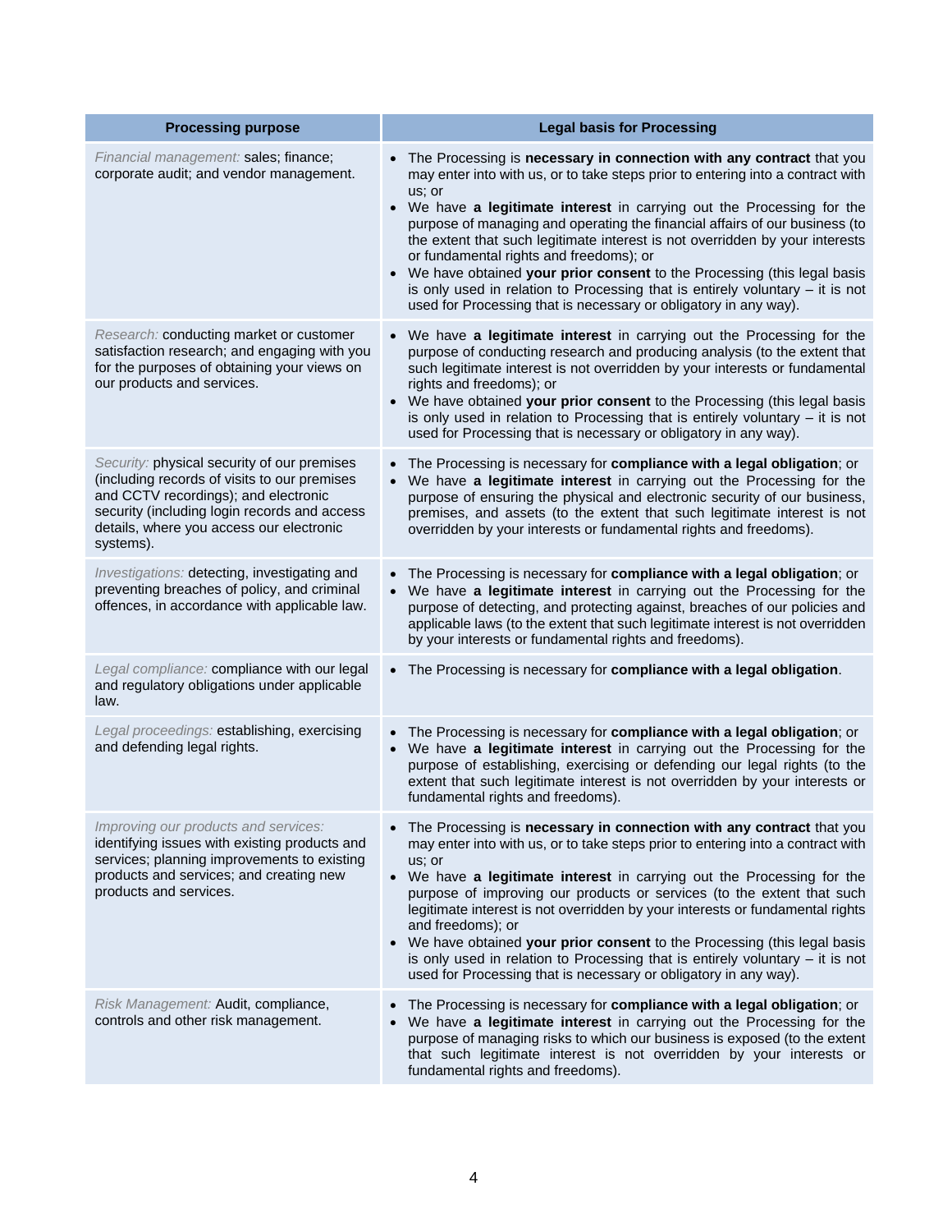| Processing purpose | Legal basis for Processing |
| --- | --- |
| *Financial management:* sales; finance; corporate audit; and vendor management. | • The Processing is **necessary in connection with any contract** that you may enter into with us, or to take steps prior to entering into a contract with us; or<br>• We have **a legitimate interest** in carrying out the Processing for the purpose of managing and operating the financial affairs of our business (to the extent that such legitimate interest is not overridden by your interests or fundamental rights and freedoms); or<br>• We have obtained **your prior consent** to the Processing (this legal basis is only used in relation to Processing that is entirely voluntary – it is not used for Processing that is necessary or obligatory in any way). |
| *Research:* conducting market or customer satisfaction research; and engaging with you for the purposes of obtaining your views on our products and services. | • We have **a legitimate interest** in carrying out the Processing for the purpose of conducting research and producing analysis (to the extent that such legitimate interest is not overridden by your interests or fundamental rights and freedoms); or<br>• We have obtained **your prior consent** to the Processing (this legal basis is only used in relation to Processing that is entirely voluntary – it is not used for Processing that is necessary or obligatory in any way). |
| *Security:* physical security of our premises (including records of visits to our premises and CCTV recordings); and electronic security (including login records and access details, where you access our electronic systems). | • The Processing is necessary for **compliance with a legal obligation**; or<br>• We have **a legitimate interest** in carrying out the Processing for the purpose of ensuring the physical and electronic security of our business, premises, and assets (to the extent that such legitimate interest is not overridden by your interests or fundamental rights and freedoms). |
| *Investigations:* detecting, investigating and preventing breaches of policy, and criminal offences, in accordance with applicable law. | • The Processing is necessary for **compliance with a legal obligation**; or<br>• We have **a legitimate interest** in carrying out the Processing for the purpose of detecting, and protecting against, breaches of our policies and applicable laws (to the extent that such legitimate interest is not overridden by your interests or fundamental rights and freedoms). |
| *Legal compliance:* compliance with our legal and regulatory obligations under applicable law. | • The Processing is necessary for **compliance with a legal obligation**. |
| *Legal proceedings:* establishing, exercising and defending legal rights. | • The Processing is necessary for **compliance with a legal obligation**; or<br>• We have **a legitimate interest** in carrying out the Processing for the purpose of establishing, exercising or defending our legal rights (to the extent that such legitimate interest is not overridden by your interests or fundamental rights and freedoms). |
| *Improving our products and services:* identifying issues with existing products and services; planning improvements to existing products and services; and creating new products and services. | • The Processing is **necessary in connection with any contract** that you may enter into with us, or to take steps prior to entering into a contract with us; or<br>• We have **a legitimate interest** in carrying out the Processing for the purpose of improving our products or services (to the extent that such legitimate interest is not overridden by your interests or fundamental rights and freedoms); or<br>• We have obtained **your prior consent** to the Processing (this legal basis is only used in relation to Processing that is entirely voluntary – it is not used for Processing that is necessary or obligatory in any way). |
| *Risk Management:* Audit, compliance, controls and other risk management. | • The Processing is necessary for **compliance with a legal obligation**; or<br>• We have **a legitimate interest** in carrying out the Processing for the purpose of managing risks to which our business is exposed (to the extent that such legitimate interest is not overridden by your interests or fundamental rights and freedoms). |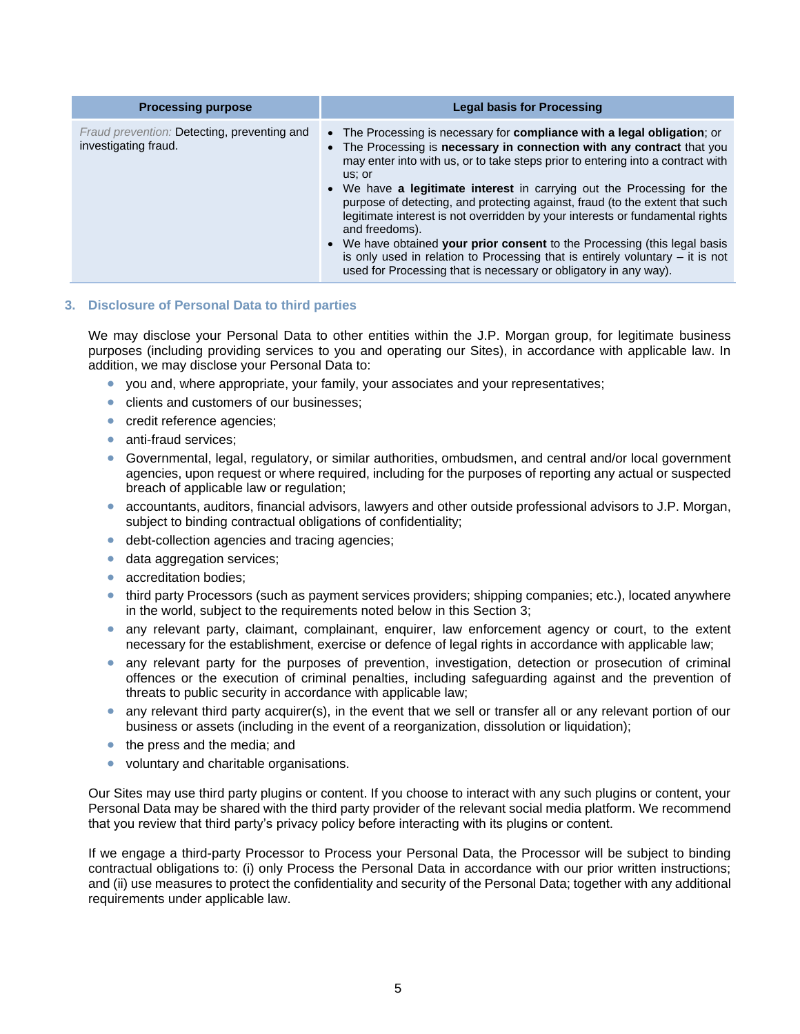| Processing purpose | Legal basis for Processing |
|---|---|
| *Fraud prevention:* Detecting, preventing and investigating fraud. | • The Processing is necessary for **compliance with a legal obligation**; or<br>• The Processing is **necessary in connection with any contract** that you may enter into with us, or to take steps prior to entering into a contract with us; or<br>• We have **a legitimate interest** in carrying out the Processing for the purpose of detecting, and protecting against, fraud (to the extent that such legitimate interest is not overridden by your interests or fundamental rights and freedoms).<br>• We have obtained **your prior consent** to the Processing (this legal basis is only used in relation to Processing that is entirely voluntary – it is not used for Processing that is necessary or obligatory in any way). |

## 3. Disclosure of Personal Data to third parties

We may disclose your Personal Data to other entities within the J.P. Morgan group, for legitimate business purposes (including providing services to you and operating our Sites), in accordance with applicable law. In addition, we may disclose your Personal Data to:

- you and, where appropriate, your family, your associates and your representatives;
- clients and customers of our businesses;
- credit reference agencies;
- anti-fraud services;
- Governmental, legal, regulatory, or similar authorities, ombudsmen, and central and/or local government agencies, upon request or where required, including for the purposes of reporting any actual or suspected breach of applicable law or regulation;
- accountants, auditors, financial advisors, lawyers and other outside professional advisors to J.P. Morgan, subject to binding contractual obligations of confidentiality;
- debt-collection agencies and tracing agencies;
- data aggregation services;
- accreditation bodies;
- third party Processors (such as payment services providers; shipping companies; etc.), located anywhere in the world, subject to the requirements noted below in this Section 3;
- any relevant party, claimant, complainant, enquirer, law enforcement agency or court, to the extent necessary for the establishment, exercise or defence of legal rights in accordance with applicable law;
- any relevant party for the purposes of prevention, investigation, detection or prosecution of criminal offences or the execution of criminal penalties, including safeguarding against and the prevention of threats to public security in accordance with applicable law;
- any relevant third party acquirer(s), in the event that we sell or transfer all or any relevant portion of our business or assets (including in the event of a reorganization, dissolution or liquidation);
- the press and the media; and
- voluntary and charitable organisations.

Our Sites may use third party plugins or content. If you choose to interact with any such plugins or content, your Personal Data may be shared with the third party provider of the relevant social media platform. We recommend that you review that third party's privacy policy before interacting with its plugins or content.

If we engage a third-party Processor to Process your Personal Data, the Processor will be subject to binding contractual obligations to: (i) only Process the Personal Data in accordance with our prior written instructions; and (ii) use measures to protect the confidentiality and security of the Personal Data; together with any additional requirements under applicable law.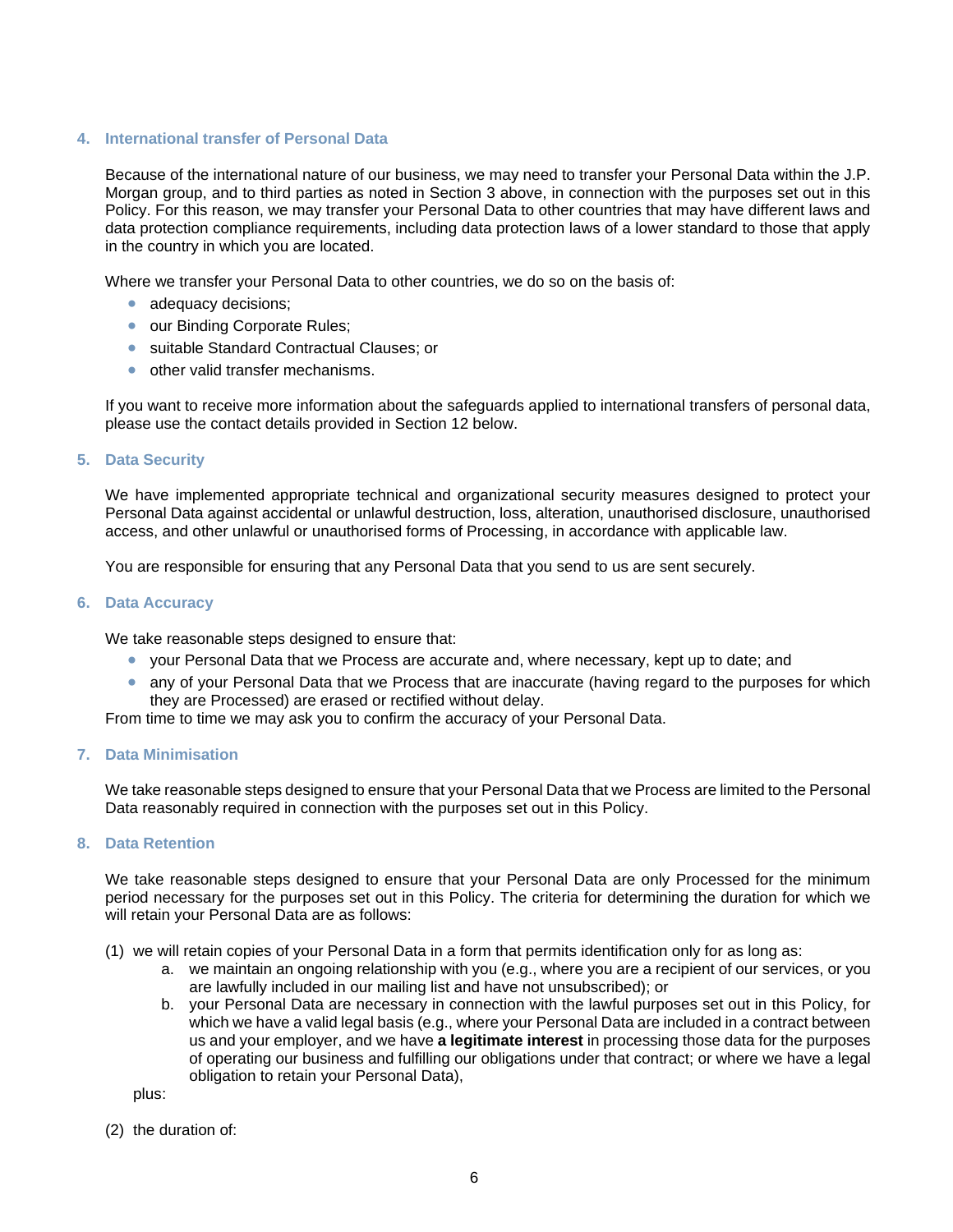## 4. International transfer of Personal Data

Because of the international nature of our business, we may need to transfer your Personal Data within the J.P. Morgan group, and to third parties as noted in Section 3 above, in connection with the purposes set out in this Policy. For this reason, we may transfer your Personal Data to other countries that may have different laws and data protection compliance requirements, including data protection laws of a lower standard to those that apply in the country in which you are located.

Where we transfer your Personal Data to other countries, we do so on the basis of:

- adequacy decisions;
- our Binding Corporate Rules;
- suitable Standard Contractual Clauses; or
- other valid transfer mechanisms.

If you want to receive more information about the safeguards applied to international transfers of personal data, please use the contact details provided in Section 12 below.

## 5. Data Security

We have implemented appropriate technical and organizational security measures designed to protect your Personal Data against accidental or unlawful destruction, loss, alteration, unauthorised disclosure, unauthorised access, and other unlawful or unauthorised forms of Processing, in accordance with applicable law.

You are responsible for ensuring that any Personal Data that you send to us are sent securely.

## 6. Data Accuracy

We take reasonable steps designed to ensure that:

- your Personal Data that we Process are accurate and, where necessary, kept up to date; and
- any of your Personal Data that we Process that are inaccurate (having regard to the purposes for which they are Processed) are erased or rectified without delay.

From time to time we may ask you to confirm the accuracy of your Personal Data.

## 7. Data Minimisation

We take reasonable steps designed to ensure that your Personal Data that we Process are limited to the Personal Data reasonably required in connection with the purposes set out in this Policy.

## 8. Data Retention

We take reasonable steps designed to ensure that your Personal Data are only Processed for the minimum period necessary for the purposes set out in this Policy. The criteria for determining the duration for which we will retain your Personal Data are as follows:

(1) we will retain copies of your Personal Data in a form that permits identification only for as long as:

  a. we maintain an ongoing relationship with you (e.g., where you are a recipient of our services, or you are lawfully included in our mailing list and have not unsubscribed); or

  b. your Personal Data are necessary in connection with the lawful purposes set out in this Policy, for which we have a valid legal basis (e.g., where your Personal Data are included in a contract between us and your employer, and we have **a legitimate interest** in processing those data for the purposes of operating our business and fulfilling our obligations under that contract; or where we have a legal obligation to retain your Personal Data),

plus:

(2) the duration of: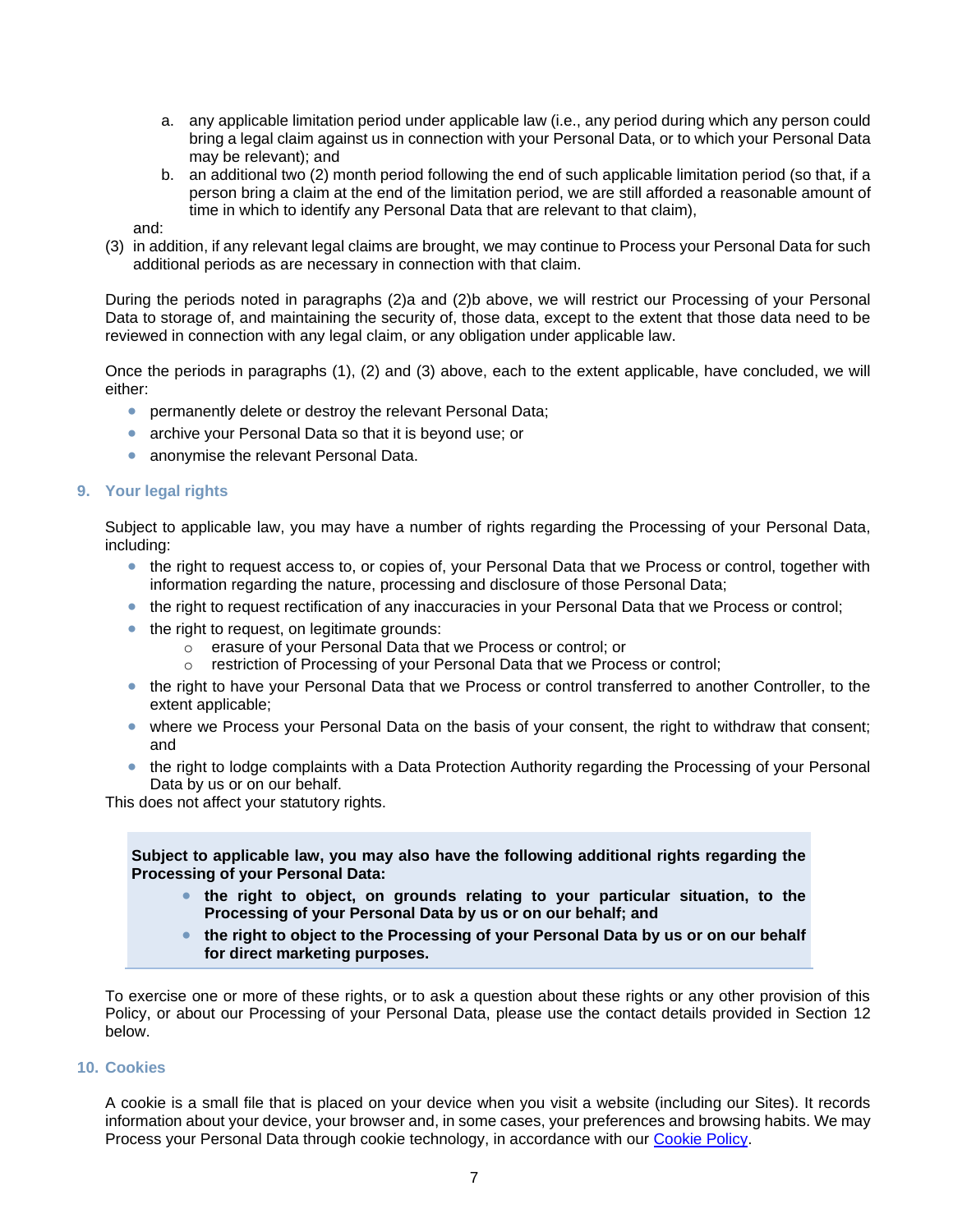a. any applicable limitation period under applicable law (i.e., any period during which any person could bring a legal claim against us in connection with your Personal Data, or to which your Personal Data may be relevant); and
   b. an additional two (2) month period following the end of such applicable limitation period (so that, if a person bring a claim at the end of the limitation period, we are still afforded a reasonable amount of time in which to identify any Personal Data that are relevant to that claim),

and:

(3) in addition, if any relevant legal claims are brought, we may continue to Process your Personal Data for such additional periods as are necessary in connection with that claim.

During the periods noted in paragraphs (2)a and (2)b above, we will restrict our Processing of your Personal Data to storage of, and maintaining the security of, those data, except to the extent that those data need to be reviewed in connection with any legal claim, or any obligation under applicable law.

Once the periods in paragraphs (1), (2) and (3) above, each to the extent applicable, have concluded, we will either:

- permanently delete or destroy the relevant Personal Data;
- archive your Personal Data so that it is beyond use; or
- anonymise the relevant Personal Data.

## 9. Your legal rights

Subject to applicable law, you may have a number of rights regarding the Processing of your Personal Data, including:

- the right to request access to, or copies of, your Personal Data that we Process or control, together with information regarding the nature, processing and disclosure of those Personal Data;
- the right to request rectification of any inaccuracies in your Personal Data that we Process or control;
- the right to request, on legitimate grounds:
  - erasure of your Personal Data that we Process or control; or
  - restriction of Processing of your Personal Data that we Process or control;
- the right to have your Personal Data that we Process or control transferred to another Controller, to the extent applicable;
- where we Process your Personal Data on the basis of your consent, the right to withdraw that consent; and
- the right to lodge complaints with a Data Protection Authority regarding the Processing of your Personal Data by us or on our behalf.

This does not affect your statutory rights.

**Subject to applicable law, you may also have the following additional rights regarding the Processing of your Personal Data:**

- **the right to object, on grounds relating to your particular situation, to the Processing of your Personal Data by us or on our behalf; and**
- **the right to object to the Processing of your Personal Data by us or on our behalf for direct marketing purposes.**

To exercise one or more of these rights, or to ask a question about these rights or any other provision of this Policy, or about our Processing of your Personal Data, please use the contact details provided in Section 12 below.

## 10. Cookies

A cookie is a small file that is placed on your device when you visit a website (including our Sites). It records information about your device, your browser and, in some cases, your preferences and browsing habits. We may Process your Personal Data through cookie technology, in accordance with our Cookie Policy.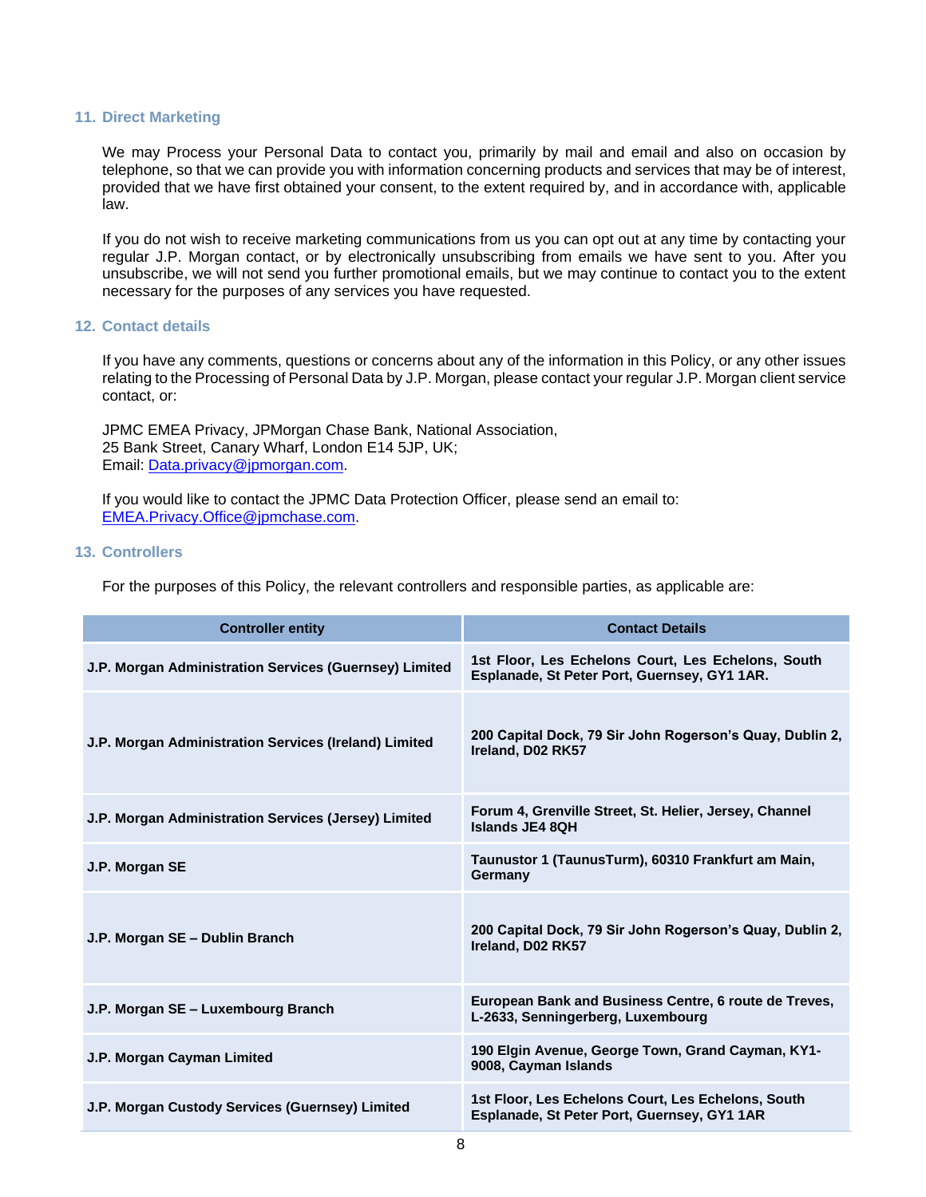## 11. Direct Marketing

We may Process your Personal Data to contact you, primarily by mail and email and also on occasion by telephone, so that we can provide you with information concerning products and services that may be of interest, provided that we have first obtained your consent, to the extent required by, and in accordance with, applicable law.

If you do not wish to receive marketing communications from us you can opt out at any time by contacting your regular J.P. Morgan contact, or by electronically unsubscribing from emails we have sent to you. After you unsubscribe, we will not send you further promotional emails, but we may continue to contact you to the extent necessary for the purposes of any services you have requested.

## 12. Contact details

If you have any comments, questions or concerns about any of the information in this Policy, or any other issues relating to the Processing of Personal Data by J.P. Morgan, please contact your regular J.P. Morgan client service contact, or:

JPMC EMEA Privacy, JPMorgan Chase Bank, National Association,
25 Bank Street, Canary Wharf, London E14 5JP, UK;
Email: Data.privacy@jpmorgan.com.

If you would like to contact the JPMC Data Protection Officer, please send an email to:
EMEA.Privacy.Office@jpmchase.com.

## 13. Controllers

For the purposes of this Policy, the relevant controllers and responsible parties, as applicable are:

| Controller entity | Contact Details |
|---|---|
| **J.P. Morgan Administration Services (Guernsey) Limited** | **1st Floor, Les Echelons Court, Les Echelons, South Esplanade, St Peter Port, Guernsey, GY1 1AR.** |
| **J.P. Morgan Administration Services (Ireland) Limited** | **200 Capital Dock, 79 Sir John Rogerson's Quay, Dublin 2, Ireland, D02 RK57** |
| **J.P. Morgan Administration Services (Jersey) Limited** | **Forum 4, Grenville Street, St. Helier, Jersey, Channel Islands JE4 8QH** |
| **J.P. Morgan SE** | **Taunustor 1 (TaunusTurm), 60310 Frankfurt am Main, Germany** |
| **J.P. Morgan SE – Dublin Branch** | **200 Capital Dock, 79 Sir John Rogerson's Quay, Dublin 2, Ireland, D02 RK57** |
| **J.P. Morgan SE – Luxembourg Branch** | **European Bank and Business Centre, 6 route de Treves, L-2633, Senningerberg, Luxembourg** |
| **J.P. Morgan Cayman Limited** | **190 Elgin Avenue, George Town, Grand Cayman, KY1-9008, Cayman Islands** |
| **J.P. Morgan Custody Services (Guernsey) Limited** | **1st Floor, Les Echelons Court, Les Echelons, South Esplanade, St Peter Port, Guernsey, GY1 1AR** |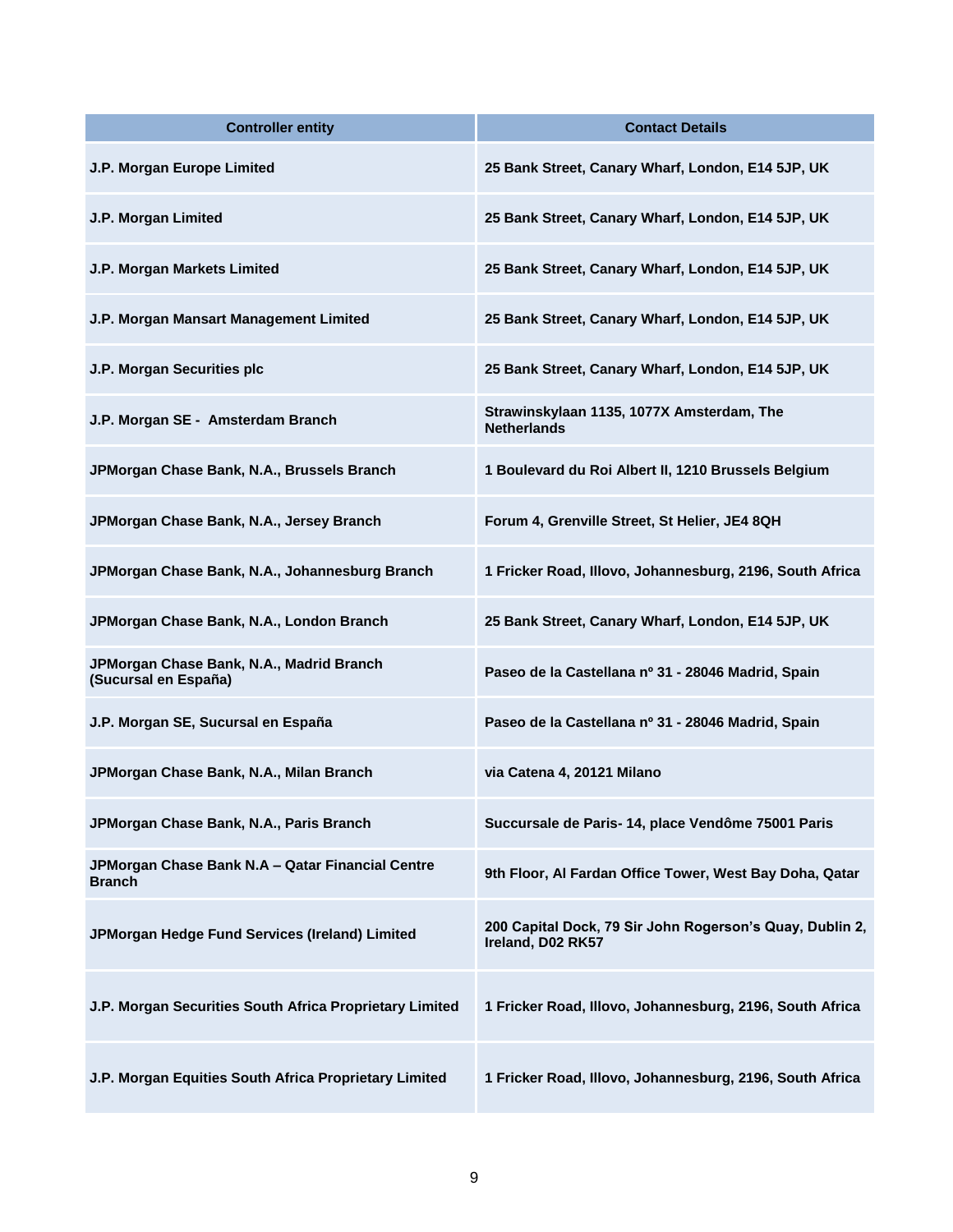| Controller entity | Contact Details |
|---|---|
| J.P. Morgan Europe Limited | 25 Bank Street, Canary Wharf, London, E14 5JP, UK |
| J.P. Morgan Limited | 25 Bank Street, Canary Wharf, London, E14 5JP, UK |
| J.P. Morgan Markets Limited | 25 Bank Street, Canary Wharf, London, E14 5JP, UK |
| J.P. Morgan Mansart Management Limited | 25 Bank Street, Canary Wharf, London, E14 5JP, UK |
| J.P. Morgan Securities plc | 25 Bank Street, Canary Wharf, London, E14 5JP, UK |
| J.P. Morgan SE - Amsterdam Branch | Strawinskylaan 1135, 1077X Amsterdam, The Netherlands |
| JPMorgan Chase Bank, N.A., Brussels Branch | 1 Boulevard du Roi Albert II, 1210 Brussels Belgium |
| JPMorgan Chase Bank, N.A., Jersey Branch | Forum 4, Grenville Street, St Helier, JE4 8QH |
| JPMorgan Chase Bank, N.A., Johannesburg Branch | 1 Fricker Road, Illovo, Johannesburg, 2196, South Africa |
| JPMorgan Chase Bank, N.A., London Branch | 25 Bank Street, Canary Wharf, London, E14 5JP, UK |
| JPMorgan Chase Bank, N.A., Madrid Branch (Sucursal en España) | Paseo de la Castellana nº 31 - 28046 Madrid, Spain |
| J.P. Morgan SE, Sucursal en España | Paseo de la Castellana nº 31 - 28046 Madrid, Spain |
| JPMorgan Chase Bank, N.A., Milan Branch | via Catena 4, 20121 Milano |
| JPMorgan Chase Bank, N.A., Paris Branch | Succursale de Paris- 14, place Vendôme 75001 Paris |
| JPMorgan Chase Bank N.A – Qatar Financial Centre Branch | 9th Floor, Al Fardan Office Tower, West Bay Doha, Qatar |
| JPMorgan Hedge Fund Services (Ireland) Limited | 200 Capital Dock, 79 Sir John Rogerson's Quay, Dublin 2, Ireland, D02 RK57 |
| J.P. Morgan Securities South Africa Proprietary Limited | 1 Fricker Road, Illovo, Johannesburg, 2196, South Africa |
| J.P. Morgan Equities South Africa Proprietary Limited | 1 Fricker Road, Illovo, Johannesburg, 2196, South Africa |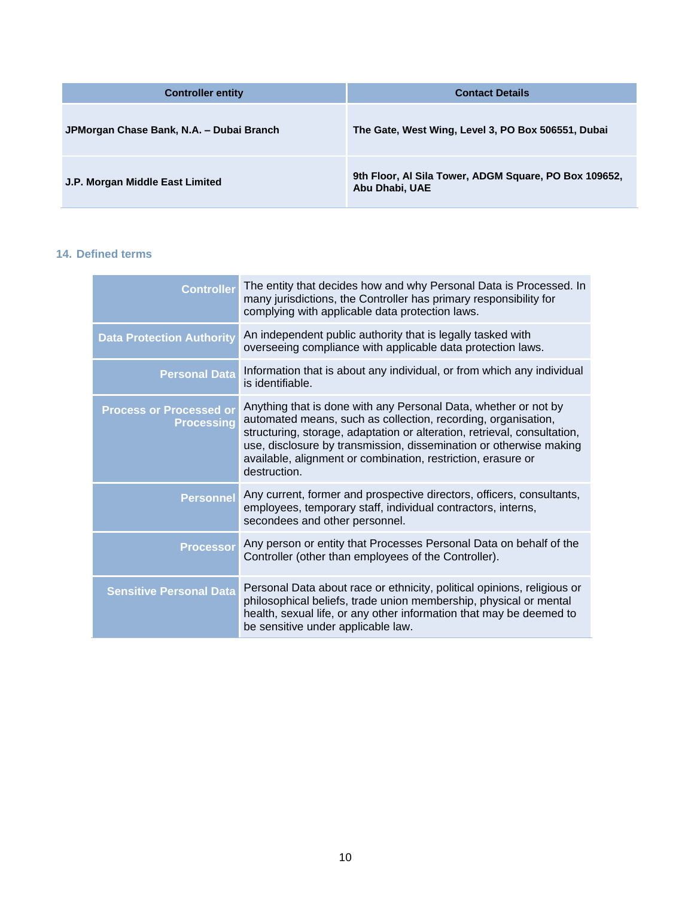| Controller entity | Contact Details |
|---|---|
| **JPMorgan Chase Bank, N.A. – Dubai Branch** | **The Gate, West Wing, Level 3, PO Box 506551, Dubai** |
| **J.P. Morgan Middle East Limited** | **9th Floor, Al Sila Tower, ADGM Square, PO Box 109652, Abu Dhabi, UAE** |

## 14. Defined terms

| | |
|---|---|
| **Controller** | The entity that decides how and why Personal Data is Processed. In many jurisdictions, the Controller has primary responsibility for complying with applicable data protection laws. |
| **Data Protection Authority** | An independent public authority that is legally tasked with overseeing compliance with applicable data protection laws. |
| **Personal Data** | Information that is about any individual, or from which any individual is identifiable. |
| **Process or Processed or Processing** | Anything that is done with any Personal Data, whether or not by automated means, such as collection, recording, organisation, structuring, storage, adaptation or alteration, retrieval, consultation, use, disclosure by transmission, dissemination or otherwise making available, alignment or combination, restriction, erasure or destruction. |
| **Personnel** | Any current, former and prospective directors, officers, consultants, employees, temporary staff, individual contractors, interns, secondees and other personnel. |
| **Processor** | Any person or entity that Processes Personal Data on behalf of the Controller (other than employees of the Controller). |
| **Sensitive Personal Data** | Personal Data about race or ethnicity, political opinions, religious or philosophical beliefs, trade union membership, physical or mental health, sexual life, or any other information that may be deemed to be sensitive under applicable law. |